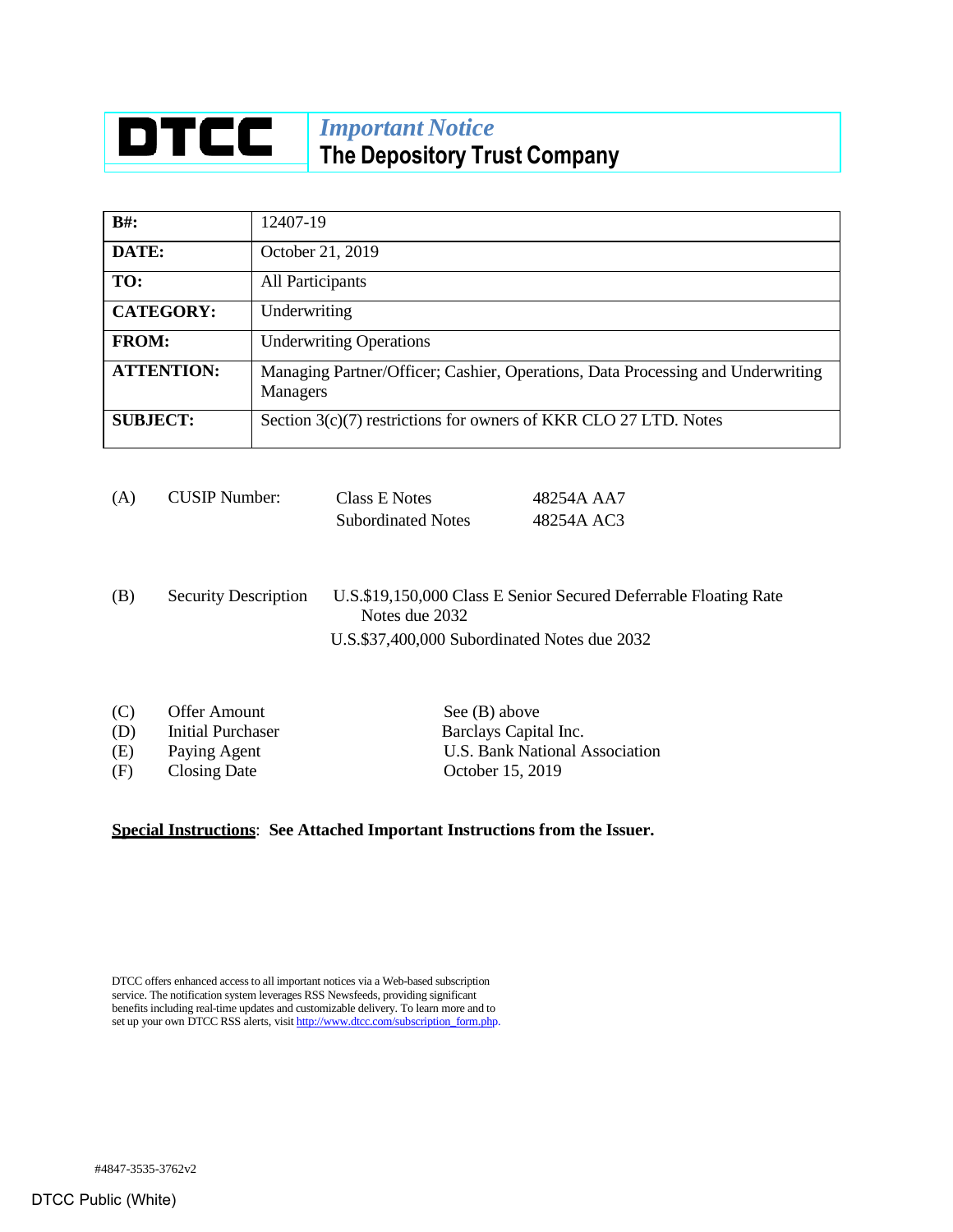# DTCC

## *Important Notice*
## The Depository Trust Company

| | |
|---|---|
| **B#:** | 12407-19 |
| **DATE:** | October 21, 2019 |
| **TO:** | All Participants |
| **CATEGORY:** | Underwriting |
| **FROM:** | Underwriting Operations |
| **ATTENTION:** | Managing Partner/Officer; Cashier, Operations, Data Processing and Underwriting Managers |
| **SUBJECT:** | Section 3(c)(7) restrictions for owners of KKR CLO 27 LTD. Notes |

(A) CUSIP Number:

| | |
|---|---|
| Class E Notes | 48254A AA7 |
| Subordinated Notes | 48254A AC3 |

(B) Security Description

U.S.$19,150,000 Class E Senior Secured Deferrable Floating Rate Notes due 2032

U.S.$37,400,000 Subordinated Notes due 2032

| | | |
|---|---|---|
| (C) | Offer Amount | See (B) above |
| (D) | Initial Purchaser | Barclays Capital Inc. |
| (E) | Paying Agent | U.S. Bank National Association |
| (F) | Closing Date | October 15, 2019 |

**Special Instructions**: **See Attached Important Instructions from the Issuer.**

DTCC offers enhanced access to all important notices via a Web-based subscription service. The notification system leverages RSS Newsfeeds, providing significant benefits including real-time updates and customizable delivery. To learn more and to set up your own DTCC RSS alerts, visit http://www.dtcc.com/subscription_form.php.

#4847-3535-3762v2

DTCC Public (White)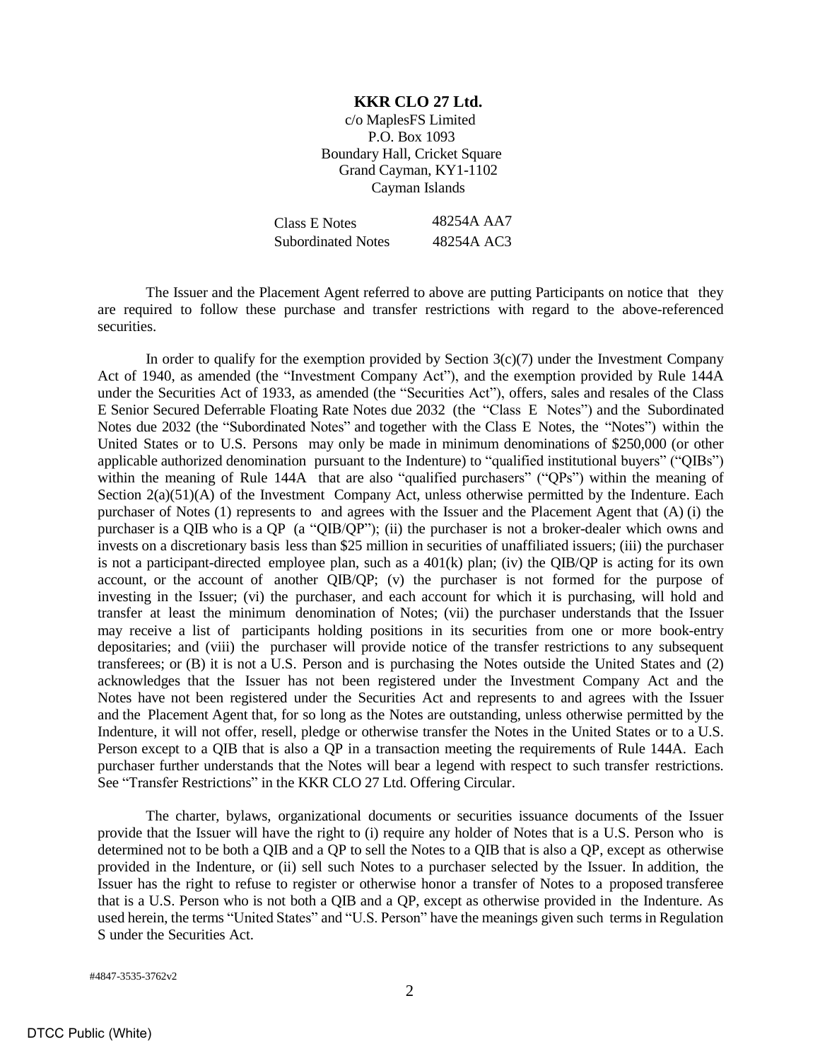**KKR CLO 27 Ltd.**
c/o MaplesFS Limited
P.O. Box 1093
Boundary Hall, Cricket Square
Grand Cayman, KY1-1102
Cayman Islands

| Class E Notes | 48254A AA7 |
| --- | --- |
| Subordinated Notes | 48254A AC3 |

The Issuer and the Placement Agent referred to above are putting Participants on notice that they are required to follow these purchase and transfer restrictions with regard to the above-referenced securities.

In order to qualify for the exemption provided by Section 3(c)(7) under the Investment Company Act of 1940, as amended (the "Investment Company Act"), and the exemption provided by Rule 144A under the Securities Act of 1933, as amended (the "Securities Act"), offers, sales and resales of the Class E Senior Secured Deferrable Floating Rate Notes due 2032 (the "Class E Notes") and the Subordinated Notes due 2032 (the "Subordinated Notes" and together with the Class E Notes, the "Notes") within the United States or to U.S. Persons may only be made in minimum denominations of $250,000 (or other applicable authorized denomination pursuant to the Indenture) to "qualified institutional buyers" ("QIBs") within the meaning of Rule 144A that are also "qualified purchasers" ("QPs") within the meaning of Section 2(a)(51)(A) of the Investment Company Act, unless otherwise permitted by the Indenture. Each purchaser of Notes (1) represents to and agrees with the Issuer and the Placement Agent that (A) (i) the purchaser is a QIB who is a QP (a "QIB/QP"); (ii) the purchaser is not a broker-dealer which owns and invests on a discretionary basis less than $25 million in securities of unaffiliated issuers; (iii) the purchaser is not a participant-directed employee plan, such as a 401(k) plan; (iv) the QIB/QP is acting for its own account, or the account of another QIB/QP; (v) the purchaser is not formed for the purpose of investing in the Issuer; (vi) the purchaser, and each account for which it is purchasing, will hold and transfer at least the minimum denomination of Notes; (vii) the purchaser understands that the Issuer may receive a list of participants holding positions in its securities from one or more book-entry depositaries; and (viii) the purchaser will provide notice of the transfer restrictions to any subsequent transferees; or (B) it is not a U.S. Person and is purchasing the Notes outside the United States and (2) acknowledges that the Issuer has not been registered under the Investment Company Act and the Notes have not been registered under the Securities Act and represents to and agrees with the Issuer and the Placement Agent that, for so long as the Notes are outstanding, unless otherwise permitted by the Indenture, it will not offer, resell, pledge or otherwise transfer the Notes in the United States or to a U.S. Person except to a QIB that is also a QP in a transaction meeting the requirements of Rule 144A. Each purchaser further understands that the Notes will bear a legend with respect to such transfer restrictions. See "Transfer Restrictions" in the KKR CLO 27 Ltd. Offering Circular.

The charter, bylaws, organizational documents or securities issuance documents of the Issuer provide that the Issuer will have the right to (i) require any holder of Notes that is a U.S. Person who is determined not to be both a QIB and a QP to sell the Notes to a QIB that is also a QP, except as otherwise provided in the Indenture, or (ii) sell such Notes to a purchaser selected by the Issuer. In addition, the Issuer has the right to refuse to register or otherwise honor a transfer of Notes to a proposed transferee that is a U.S. Person who is not both a QIB and a QP, except as otherwise provided in the Indenture. As used herein, the terms "United States" and "U.S. Person" have the meanings given such terms in Regulation S under the Securities Act.

#4847-3535-3762v2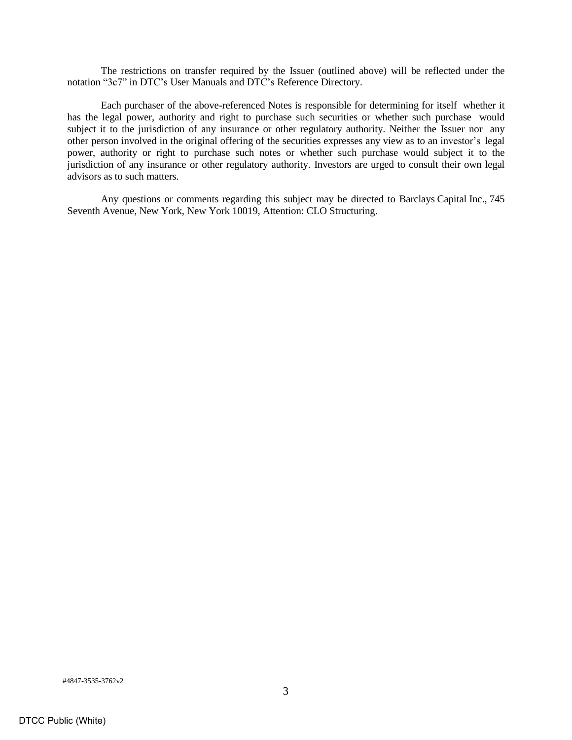The restrictions on transfer required by the Issuer (outlined above) will be reflected under the notation "3c7" in DTC's User Manuals and DTC's Reference Directory.

Each purchaser of the above-referenced Notes is responsible for determining for itself whether it has the legal power, authority and right to purchase such securities or whether such purchase would subject it to the jurisdiction of any insurance or other regulatory authority. Neither the Issuer nor any other person involved in the original offering of the securities expresses any view as to an investor's legal power, authority or right to purchase such notes or whether such purchase would subject it to the jurisdiction of any insurance or other regulatory authority. Investors are urged to consult their own legal advisors as to such matters.

Any questions or comments regarding this subject may be directed to Barclays Capital Inc., 745 Seventh Avenue, New York, New York 10019, Attention: CLO Structuring.

#4847-3535-3762v2

DTCC Public (White)